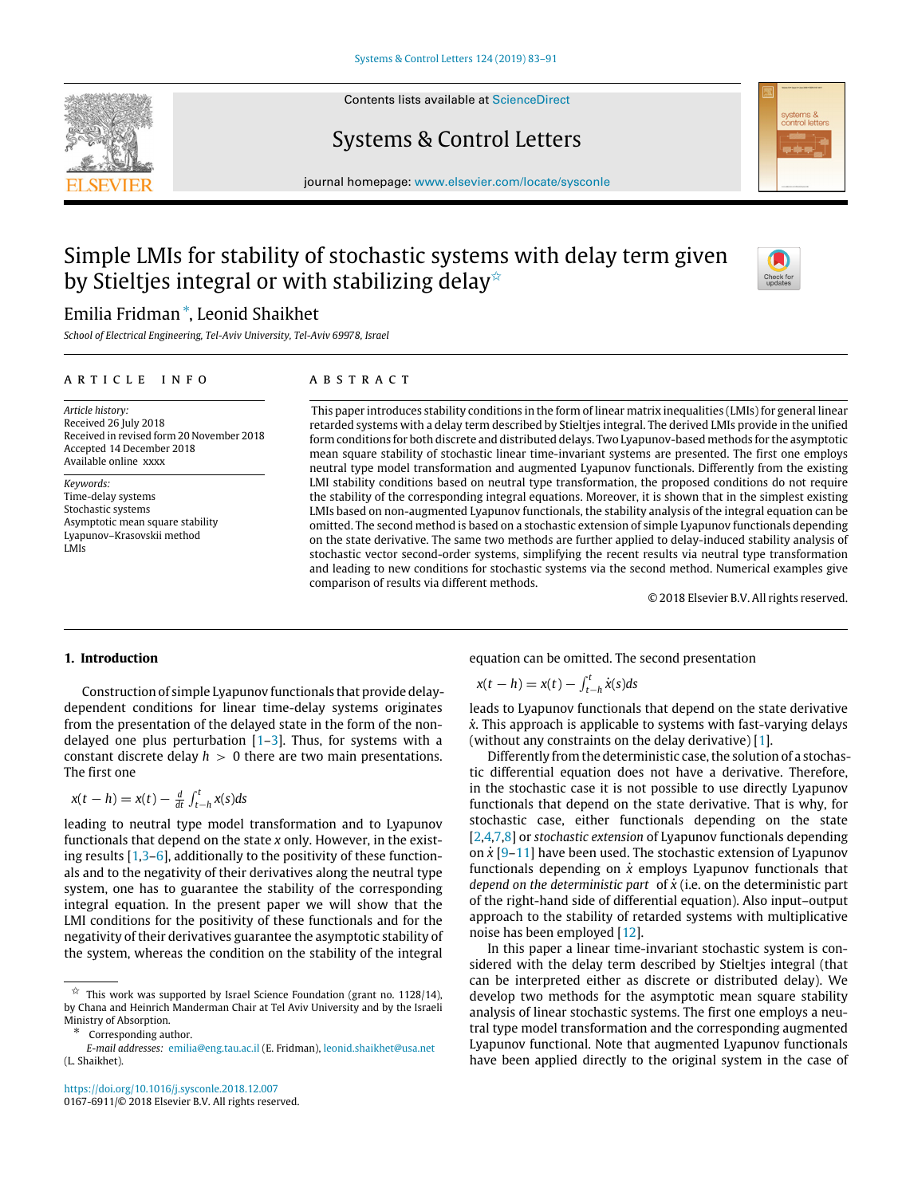# Simple LMIs for stability of stochastic systems with delay term given by Stieltjes integral or with stabilizing delay[☆]

Emilia Fridman [*], Leonid Shaikhet

*School of Electrical Engineering, Tel-Aviv University, Tel-Aviv 69978, Israel*

## ARTICLE INFO

*Article history:*
Received 26 July 2018
Received in revised form 20 November 2018
Accepted 14 December 2018
Available online xxxx

*Keywords:*
Time-delay systems
Stochastic systems
Asymptotic mean square stability
Lyapunov–Krasovskii method
LMIs

## ABSTRACT

This paper introduces stability conditions in the form of linear matrix inequalities (LMIs) for general linear retarded systems with a delay term described by Stieltjes integral. The derived LMIs provide in the unified form conditions for both discrete and distributed delays. Two Lyapunov-based methods for the asymptotic mean square stability of stochastic linear time-invariant systems are presented. The first one employs neutral type model transformation and augmented Lyapunov functionals. Differently from the existing LMI stability conditions based on neutral type transformation, the proposed conditions do not require the stability of the corresponding integral equations. Moreover, it is shown that in the simplest existing LMIs based on non-augmented Lyapunov functionals, the stability analysis of the integral equation can be omitted. The second method is based on a stochastic extension of simple Lyapunov functionals depending on the state derivative. The same two methods are further applied to delay-induced stability analysis of stochastic vector second-order systems, simplifying the recent results via neutral type transformation and leading to new conditions for stochastic systems via the second method. Numerical examples give comparison of results via different methods.

© 2018 Elsevier B.V. All rights reserved.

## 1. Introduction

Construction of simple Lyapunov functionals that provide delay-dependent conditions for linear time-delay systems originates from the presentation of the delayed state in the form of the non-delayed one plus perturbation [1–3]. Thus, for systems with a constant discrete delay $h > 0$ there are two main presentations. The first one

$$x(t-h) = x(t) - \tfrac{d}{dt}\int_{t-h}^{t} x(s)ds$$

leading to neutral type model transformation and to Lyapunov functionals that depend on the state $x$ only. However, in the existing results [1,3–6], additionally to the positivity of these functionals and to the negativity of their derivatives along the neutral type system, one has to guarantee the stability of the corresponding integral equation. In the present paper we will show that the LMI conditions for the positivity of these functionals and for the negativity of their derivatives guarantee the asymptotic stability of the system, whereas the condition on the stability of the integral equation can be omitted. The second presentation

$$x(t-h) = x(t) - \int_{t-h}^{t} \dot{x}(s)ds$$

leads to Lyapunov functionals that depend on the state derivative $\dot{x}$. This approach is applicable to systems with fast-varying delays (without any constraints on the delay derivative) [1].

Differently from the deterministic case, the solution of a stochastic differential equation does not have a derivative. Therefore, in the stochastic case it is not possible to use directly Lyapunov functionals that depend on the state derivative. That is why, for stochastic case, either functionals depending on the state [2,4,7,8] or *stochastic extension* of Lyapunov functionals depending on $\dot{x}$ [9–11] have been used. The stochastic extension of Lyapunov functionals depending on $\dot{x}$ employs Lyapunov functionals that *depend on the deterministic part* of $\dot{x}$ (i.e. on the deterministic part of the right-hand side of differential equation). Also input–output approach to the stability of retarded systems with multiplicative noise has been employed [12].

In this paper a linear time-invariant stochastic system is considered with the delay term described by Stieltjes integral (that can be interpreted either as discrete or distributed delay). We develop two methods for the asymptotic mean square stability analysis of linear stochastic systems. The first one employs a neutral type model transformation and the corresponding augmented Lyapunov functional. Note that augmented Lyapunov functionals have been applied directly to the original system in the case of

---

☆ This work was supported by Israel Science Foundation (grant no. 1128/14), by Chana and Heinrich Manderman Chair at Tel Aviv University and by the Israeli Ministry of Absorption.

\* Corresponding author.
*E-mail addresses:* emilia@eng.tau.ac.il (E. Fridman), leonid.shaikhet@usa.net (L. Shaikhet).

https://doi.org/10.1016/j.sysconle.2018.12.007
0167-6911/© 2018 Elsevier B.V. All rights reserved.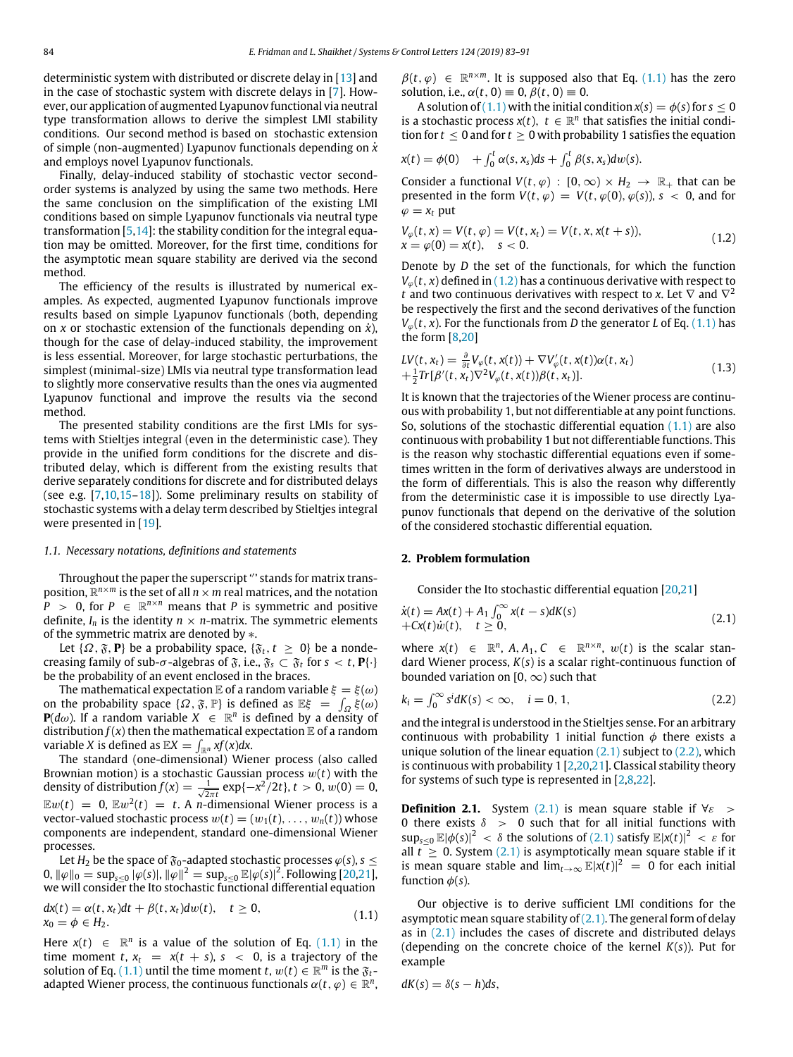deterministic system with distributed or discrete delay in [13] and in the case of stochastic system with discrete delays in [7]. However, our application of augmented Lyapunov functional via neutral type transformation allows to derive the simplest LMI stability conditions. Our second method is based on stochastic extension of simple (non-augmented) Lyapunov functionals depending on $\dot{x}$ and employs novel Lyapunov functionals.

Finally, delay-induced stability of stochastic vector second-order systems is analyzed by using the same two methods. Here the same conclusion on the simplification of the existing LMI conditions based on simple Lyapunov functionals via neutral type transformation [5,14]: the stability condition for the integral equation may be omitted. Moreover, for the first time, conditions for the asymptotic mean square stability are derived via the second method.

The efficiency of the results is illustrated by numerical examples. As expected, augmented Lyapunov functionals improve results based on simple Lyapunov functionals (both, depending on $x$ or stochastic extension of the functionals depending on $\dot{x}$), though for the case of delay-induced stability, the improvement is less essential. Moreover, for large stochastic perturbations, the simplest (minimal-size) LMIs via neutral type transformation lead to slightly more conservative results than the ones via augmented Lyapunov functional and improve the results via the second method.

The presented stability conditions are the first LMIs for systems with Stieltjes integral (even in the deterministic case). They provide in the unified form conditions for the discrete and distributed delay, which is different from the existing results that derive separately conditions for discrete and for distributed delays (see e.g. [7,10,15–18]). Some preliminary results on stability of stochastic systems with a delay term described by Stieltjes integral were presented in [19].

### 1.1. Necessary notations, definitions and statements

Throughout the paper the superscript "′" stands for matrix transposition, $\mathbb{R}^{n\times m}$ is the set of all $n\times m$ real matrices, and the notation $P>0$, for $P\in\mathbb{R}^{n\times n}$ means that $P$ is symmetric and positive definite, $I_n$ is the identity $n\times n$-matrix. The symmetric elements of the symmetric matrix are denoted by $*$.

Let $\{\Omega,\mathfrak{F},\mathbf{P}\}$ be a probability space, $\{\mathfrak{F}_t,\ t\geq 0\}$ be a nondecreasing family of sub-$\sigma$-algebras of $\mathfrak{F}$, i.e., $\mathfrak{F}_s\subset\mathfrak{F}_t$ for $s<t$, $\mathbf{P}\{\cdot\}$ be the probability of an event enclosed in the braces.

The mathematical expectation $\mathbb{E}$ of a random variable $\xi=\xi(\omega)$ on the probability space $\{\Omega,\mathfrak{F},\mathbb{P}\}$ is defined as $\mathbb{E}\xi=\int_\Omega \xi(\omega)\mathbf{P}(d\omega)$. If a random variable $X\in\mathbb{R}^n$ is defined by a density of distribution $f(x)$ then the mathematical expectation $\mathbb{E}$ of a random variable $X$ is defined as $\mathbb{E}X=\int_{\mathbb{R}^n}xf(x)dx$.

The standard (one-dimensional) Wiener process (also called Brownian motion) is a stochastic Gaussian process $w(t)$ with the density of distribution $f(x)=\frac{1}{\sqrt{2\pi t}}\exp\{-x^2/2t\}$, $t>0$, $w(0)=0$, $\mathbb{E}w(t)=0$, $\mathbb{E}w^2(t)=t$. A $n$-dimensional Wiener process is a vector-valued stochastic process $w(t)=(w_1(t),\ldots,w_n(t))$ whose components are independent, standard one-dimensional Wiener processes.

Let $H_2$ be the space of $\mathfrak{F}_0$-adapted stochastic processes $\varphi(s)$, $s\leq 0$, $\|\varphi\|_0=\sup_{s\leq 0}|\varphi(s)|$, $\|\varphi\|^2=\sup_{s\leq 0}\mathbb{E}|\varphi(s)|^2$. Following [20,21], we will consider the Ito stochastic functional differential equation

$$
\begin{aligned}
&dx(t)=\alpha(t,x_t)dt+\beta(t,x_t)dw(t),\quad t\geq 0,\\
&x_0=\phi\in H_2.
\end{aligned}
\tag{1.1}
$$

Here $x(t)\in\mathbb{R}^n$ is a value of the solution of Eq. (1.1) in the time moment $t$, $x_t=x(t+s)$, $s<0$, is a trajectory of the solution of Eq. (1.1) until the time moment $t$, $w(t)\in\mathbb{R}^m$ is the $\mathfrak{F}_t$-adapted Wiener process, the continuous functionals $\alpha(t,\varphi)\in\mathbb{R}^n$, $\beta(t,\varphi)\in\mathbb{R}^{n\times m}$. It is supposed also that Eq. (1.1) has the zero solution, i.e., $\alpha(t,0)\equiv 0$, $\beta(t,0)\equiv 0$.

A solution of (1.1) with the initial condition $x(s)=\phi(s)$ for $s\leq 0$ is a stochastic process $x(t)$, $t\in\mathbb{R}^n$ that satisfies the initial condition for $t\leq 0$ and for $t\geq 0$ with probability 1 satisfies the equation

$$
x(t)=\phi(0)\quad+\int_0^t\alpha(s,x_s)ds+\int_0^t\beta(s,x_s)dw(s).
$$

Consider a functional $V(t,\varphi):[0,\infty)\times H_2\to\mathbb{R}_+$ that can be presented in the form $V(t,\varphi)=V(t,\varphi(0),\varphi(s))$, $s<0$, and for $\varphi=x_t$ put

$$
\begin{aligned}
&V_\varphi(t,x)=V(t,\varphi)=V(t,x_t)=V(t,x,x(t+s)),\\
&x=\varphi(0)=x(t),\quad s<0.
\end{aligned}
\tag{1.2}
$$

Denote by $D$ the set of the functionals, for which the function $V_\varphi(t,x)$ defined in (1.2) has a continuous derivative with respect to $t$ and two continuous derivatives with respect to $x$. Let $\nabla$ and $\nabla^2$ be respectively the first and the second derivatives of the function $V_\varphi(t,x)$. For the functionals from $D$ the generator $L$ of Eq. (1.1) has the form [8,20]

$$
\begin{aligned}
&LV(t,x_t)=\tfrac{\partial}{\partial t}V_\varphi(t,x(t))+\nabla V_\varphi'(t,x(t))\alpha(t,x_t)\\
&+\tfrac{1}{2}Tr[\beta'(t,x_t)\nabla^2V_\varphi(t,x(t))\beta(t,x_t)].
\end{aligned}
\tag{1.3}
$$

It is known that the trajectories of the Wiener process are continuous with probability 1, but not differentiable at any point functions. So, solutions of the stochastic differential equation (1.1) are also continuous with probability 1 but not differentiable functions. This is the reason why stochastic differential equations even if sometimes written in the form of derivatives always are understood in the form of differentials. This is also the reason why differently from the deterministic case it is impossible to use directly Lyapunov functionals that depend on the derivative of the solution of the considered stochastic differential equation.

## 2. Problem formulation

Consider the Ito stochastic differential equation [20,21]

$$
\begin{aligned}
&\dot{x}(t)=Ax(t)+A_1\int_0^\infty x(t-s)dK(s)\\
&+Cx(t)\dot{w}(t),\quad t\geq 0,
\end{aligned}
\tag{2.1}
$$

where $x(t)\in\mathbb{R}^n$, $A,A_1,C\in\mathbb{R}^{n\times n}$, $w(t)$ is the scalar standard Wiener process, $K(s)$ is a scalar right-continuous function of bounded variation on $[0,\infty)$ such that

$$
k_i=\int_0^\infty s^i dK(s)<\infty,\quad i=0,1,
\tag{2.2}
$$

and the integral is understood in the Stieltjes sense. For an arbitrary continuous with probability 1 initial function $\phi$ there exists a unique solution of the linear equation (2.1) subject to (2.2), which is continuous with probability 1 [2,20,21]. Classical stability theory for systems of such type is represented in [2,8,22].

**Definition 2.1.** System (2.1) is mean square stable if $\forall\varepsilon>0$ there exists $\delta>0$ such that for all initial functions with $\sup_{s\leq 0}\mathbb{E}|\phi(s)|^2<\delta$ the solutions of (2.1) satisfy $\mathbb{E}|x(t)|^2<\varepsilon$ for all $t\geq 0$. System (2.1) is asymptotically mean square stable if it is mean square stable and $\lim_{t\to\infty}\mathbb{E}|x(t)|^2=0$ for each initial function $\phi(s)$.

Our objective is to derive sufficient LMI conditions for the asymptotic mean square stability of (2.1). The general form of delay as in (2.1) includes the cases of discrete and distributed delays (depending on the concrete choice of the kernel $K(s)$). Put for example

$$
dK(s)=\delta(s-h)ds,
$$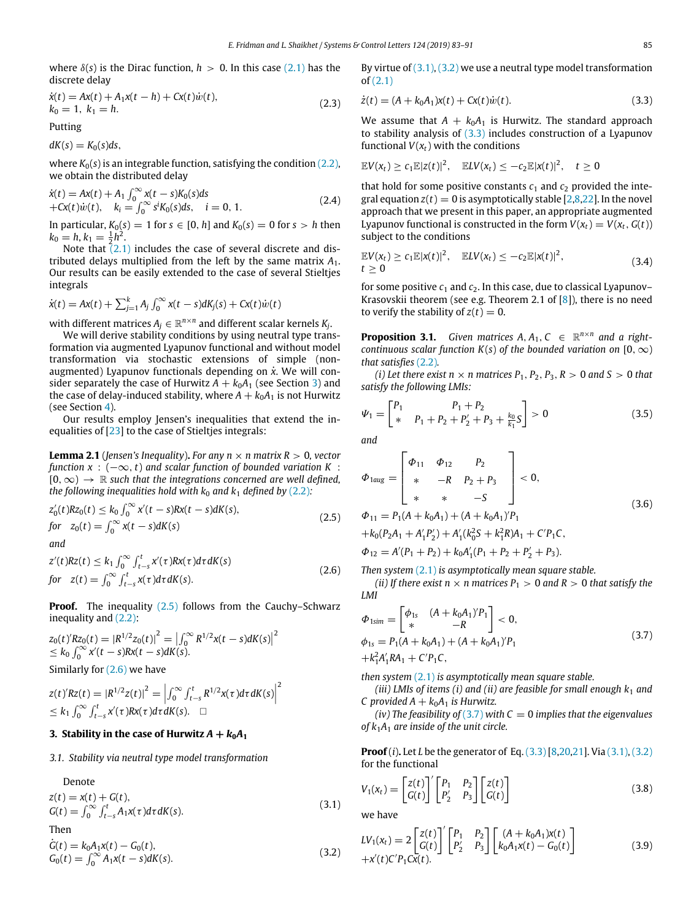where $\delta(s)$ is the Dirac function, $h > 0$. In this case (2.1) has the discrete delay

$$\dot{x}(t) = Ax(t) + A_1 x(t-h) + Cx(t)\dot{w}(t), \quad k_0 = 1,\ k_1 = h. \tag{2.3}$$

Putting

$$dK(s) = K_0(s)ds,$$

where $K_0(s)$ is an integrable function, satisfying the condition (2.2), we obtain the distributed delay

$$\dot{x}(t) = Ax(t) + A_1 \int_0^\infty x(t-s)K_0(s)ds + Cx(t)\dot{w}(t), \quad k_i = \int_0^\infty s^i K_0(s)ds, \quad i = 0, 1. \tag{2.4}$$

In particular, $K_0(s) = 1$ for $s \in [0, h]$ and $K_0(s) = 0$ for $s > h$ then $k_0 = h$, $k_1 = \frac{1}{2}h^2$.

Note that (2.1) includes the case of several discrete and distributed delays multiplied from the left by the same matrix $A_1$. Our results can be easily extended to the case of several Stieltjes integrals

$$\dot{x}(t) = Ax(t) + \sum_{j=1}^k A_j \int_0^\infty x(t-s)dK_j(s) + Cx(t)\dot{w}(t)$$

with different matrices $A_j \in \mathbb{R}^{n\times n}$ and different scalar kernels $K_j$.

We will derive stability conditions by using neutral type transformation via augmented Lyapunov functional and without model transformation via stochastic extensions of simple (non-augmented) Lyapunov functionals depending on $\dot{x}$. We will consider separately the case of Hurwitz $A + k_0A_1$ (see Section 3) and the case of delay-induced stability, where $A + k_0A_1$ is not Hurwitz (see Section 4).

Our results employ Jensen's inequalities that extend the inequalities of [23] to the case of Stieltjes integrals:

**Lemma 2.1** *(Jensen's Inequality). For any $n \times n$ matrix $R > 0$, vector function $x : (-\infty, t)$ and scalar function of bounded variation $K : [0, \infty) \to \mathbb{R}$ such that the integrations concerned are well defined, the following inequalities hold with $k_0$ and $k_1$ defined by (2.2):*

$$z_0'(t)Rz_0(t) \le k_0 \int_0^\infty x'(t-s)Rx(t-s)dK(s), \quad \text{for} \quad z_0(t) = \int_0^\infty x(t-s)dK(s) \tag{2.5}$$

and

$$z'(t)Rz(t) \le k_1 \int_0^\infty \int_{t-s}^t x'(\tau)Rx(\tau)d\tau dK(s) \quad \text{for} \quad z(t) = \int_0^\infty \int_{t-s}^t x(\tau)d\tau dK(s). \tag{2.6}$$

**Proof.** The inequality (2.5) follows from the Cauchy–Schwarz inequality and (2.2):

$$z_0(t)'Rz_0(t) = |R^{1/2}z_0(t)|^2 = \left|\int_0^\infty R^{1/2}x(t-s)dK(s)\right|^2 \le k_0 \int_0^\infty x'(t-s)Rx(t-s)dK(s).$$

Similarly for (2.6) we have

$$z(t)'Rz(t) = |R^{1/2}z(t)|^2 = \left|\int_0^\infty \int_{t-s}^t R^{1/2}x(\tau)d\tau dK(s)\right|^2 \le k_1 \int_0^\infty \int_{t-s}^t x'(\tau)Rx(\tau)d\tau dK(s). \quad \square$$

## 3. Stability in the case of Hurwitz $A + k_0A_1$

### 3.1. Stability via neutral type model transformation

Denote

$$z(t) = x(t) + G(t), \quad G(t) = \int_0^\infty \int_{t-s}^t A_1 x(\tau)d\tau dK(s). \tag{3.1}$$

Then

$$\dot{G}(t) = k_0A_1x(t) - G_0(t), \quad G_0(t) = \int_0^\infty A_1x(t-s)dK(s). \tag{3.2}$$

By virtue of (3.1), (3.2) we use a neutral type model transformation of (2.1)

$$\dot{z}(t) = (A + k_0A_1)x(t) + Cx(t)\dot{w}(t). \tag{3.3}$$

We assume that $A + k_0A_1$ is Hurwitz. The standard approach to stability analysis of (3.3) includes construction of a Lyapunov functional $V(x_t)$ with the conditions

$$\mathbb{E}V(x_t) \ge c_1\mathbb{E}|z(t)|^2, \quad \mathbb{E}LV(x_t) \le -c_2\mathbb{E}|x(t)|^2, \quad t \ge 0$$

that hold for some positive constants $c_1$ and $c_2$ provided the integral equation $z(t) = 0$ is asymptotically stable [2,8,22]. In the novel approach that we present in this paper, an appropriate augmented Lyapunov functional is constructed in the form $V(x_t) = V(x_t, G(t))$ subject to the conditions

$$\mathbb{E}V(x_t) \ge c_1\mathbb{E}|x(t)|^2, \quad \mathbb{E}LV(x_t) \le -c_2\mathbb{E}|x(t)|^2, \quad t \ge 0 \tag{3.4}$$

for some positive $c_1$ and $c_2$. In this case, due to classical Lyapunov–Krasovskii theorem (see e.g. Theorem 2.1 of [8]), there is no need to verify the stability of $z(t) = 0$.

**Proposition 3.1.** *Given matrices $A, A_1, C \in \mathbb{R}^{n\times n}$ and a right-continuous scalar function $K(s)$ of the bounded variation on $[0, \infty)$ that satisfies (2.2).*

*(i) Let there exist $n \times n$ matrices $P_1, P_2, P_3, R > 0$ and $S > 0$ that satisfy the following LMIs:*

$$\Psi_1 = \begin{bmatrix} P_1 & P_1 + P_2 \\ * & P_1 + P_2 + P_2' + P_3 + \frac{k_0}{k_1}S \end{bmatrix} > 0 \tag{3.5}$$

*and*

$$\Phi_{1aug} = \begin{bmatrix} \Phi_{11} & \Phi_{12} & P_2 \\ * & -R & P_2 + P_3 \\ * & * & -S \end{bmatrix} < 0,$$
$$\Phi_{11} = P_1(A + k_0A_1) + (A + k_0A_1)'P_1 + k_0(P_2A_1 + A_1'P_2') + A_1'(k_0^2S + k_1^2R)A_1 + C'P_1C,$$
$$\Phi_{12} = A'(P_1 + P_2) + k_0A_1'(P_1 + P_2 + P_2' + P_3). \tag{3.6}$$

*Then system (2.1) is asymptotically mean square stable.*

*(ii) If there exist $n \times n$ matrices $P_1 > 0$ and $R > 0$ that satisfy the LMI*

$$\Phi_{1sim} = \begin{bmatrix} \phi_{1s} & (A + k_0A_1)'P_1 \\ * & -R \end{bmatrix} < 0,$$
$$\phi_{1s} = P_1(A + k_0A_1) + (A + k_0A_1)'P_1 + k_1^2A_1'RA_1 + C'P_1C, \tag{3.7}$$

*then system (2.1) is asymptotically mean square stable.*

*(iii) LMIs of items (i) and (ii) are feasible for small enough $k_1$ and $C$ provided $A + k_0A_1$ is Hurwitz.*

*(iv) The feasibility of (3.7) with $C = 0$ implies that the eigenvalues of $k_1A_1$ are inside of the unit circle.*

**Proof** *(i)*. Let $L$ be the generator of Eq. (3.3) [8,20,21]. Via (3.1), (3.2) for the functional

$$V_1(x_t) = \begin{bmatrix} z(t) \\ G(t) \end{bmatrix}' \begin{bmatrix} P_1 & P_2 \\ P_2' & P_3 \end{bmatrix} \begin{bmatrix} z(t) \\ G(t) \end{bmatrix} \tag{3.8}$$

we have

$$LV_1(x_t) = 2\begin{bmatrix} z(t) \\ G(t) \end{bmatrix}' \begin{bmatrix} P_1 & P_2 \\ P_2' & P_3 \end{bmatrix} \begin{bmatrix} (A + k_0A_1)x(t) \\ k_0A_1x(t) - G_0(t) \end{bmatrix} + x'(t)C'P_1Cx(t). \tag{3.9}$$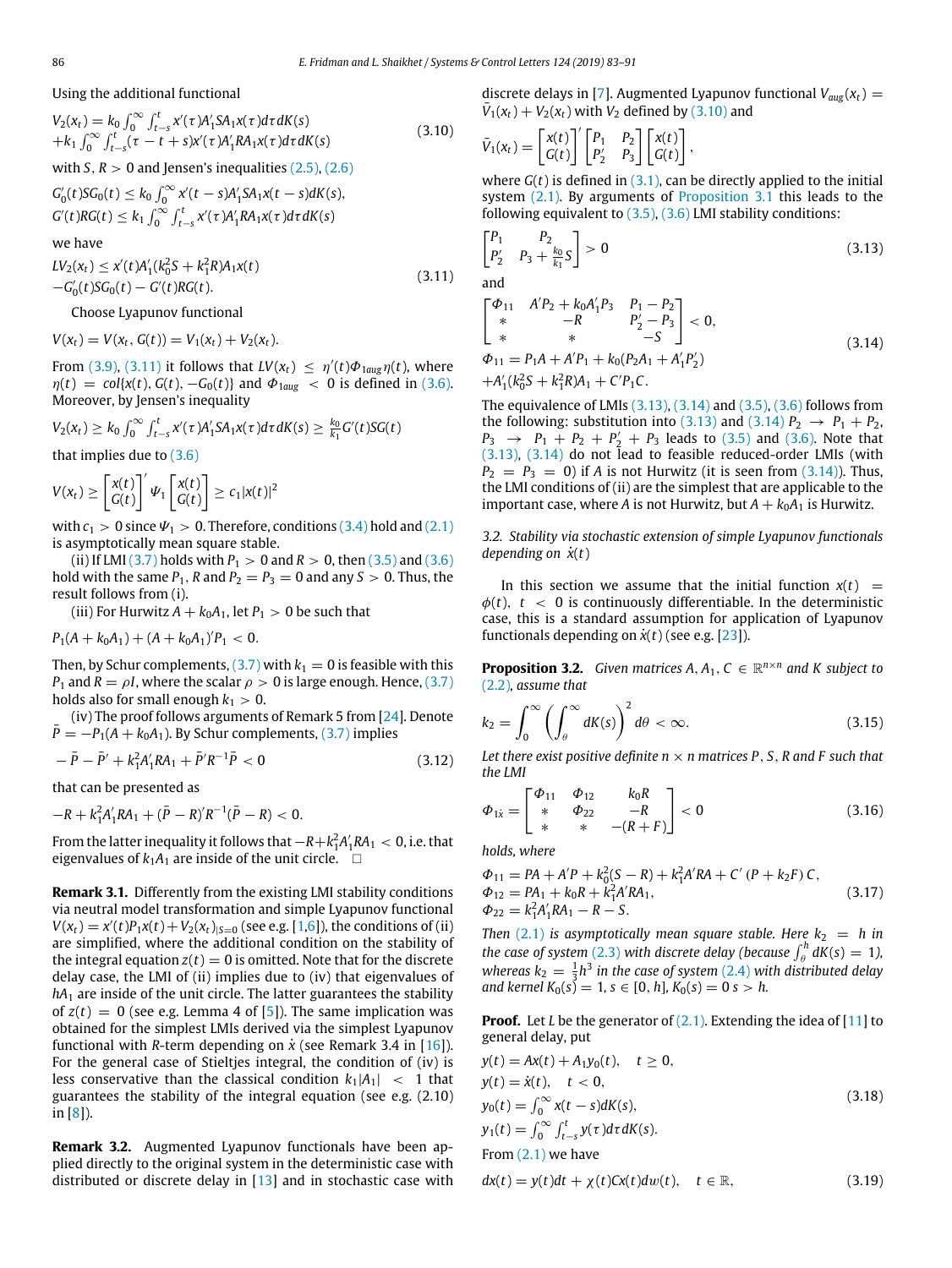Using the additional functional

$$
\begin{aligned}
V_2(x_t) &= k_0 \int_0^\infty \int_{t-s}^t x'(\tau) A_1' S A_1 x(\tau) d\tau dK(s) \\
&+ k_1 \int_0^\infty \int_{t-s}^t (\tau - t + s) x'(\tau) A_1' R A_1 x(\tau) d\tau dK(s)
\end{aligned}
\tag{3.10}
$$

with $S, R > 0$ and Jensen's inequalities (2.5), (2.6)

$$
\begin{aligned}
G_0'(t) S G_0(t) &\le k_0 \int_0^\infty x'(t-s) A_1' S A_1 x(t-s) dK(s), \\
G'(t) R G(t) &\le k_1 \int_0^\infty \int_{t-s}^t x'(\tau) A_1' R A_1 x(\tau) d\tau dK(s)
\end{aligned}
$$

we have

$$
\begin{aligned}
LV_2(x_t) &\le x'(t) A_1' (k_0^2 S + k_1^2 R) A_1 x(t) \\
&- G_0'(t) S G_0(t) - G'(t) R G(t).
\end{aligned}
\tag{3.11}
$$

Choose Lyapunov functional

$$
V(x_t) = V(x_t, G(t)) = V_1(x_t) + V_2(x_t).
$$

From (3.9), (3.11) it follows that $LV(x_t) \le \eta'(t) \Phi_{1aug} \eta(t)$, where $\eta(t) = col\{x(t), G(t), -G_0(t)\}$ and $\Phi_{1aug} < 0$ is defined in (3.6). Moreover, by Jensen's inequality

$$
V_2(x_t) \ge k_0 \int_0^\infty \int_{t-s}^t x'(\tau) A_1' S A_1 x(\tau) d\tau dK(s) \ge \frac{k_0}{k_1} G'(t) S G(t)
$$

that implies due to (3.6)

$$
V(x_t) \ge \begin{bmatrix} x(t) \\ G(t) \end{bmatrix}' \Psi_1 \begin{bmatrix} x(t) \\ G(t) \end{bmatrix} \ge c_1 |x(t)|^2
$$

with $c_1 > 0$ since $\Psi_1 > 0$. Therefore, conditions (3.4) hold and (2.1) is asymptotically mean square stable.

(ii) If LMI (3.7) holds with $P_1 > 0$ and $R > 0$, then (3.5) and (3.6) hold with the same $P_1$, $R$ and $P_2 = P_3 = 0$ and any $S > 0$. Thus, the result follows from (i).

(iii) For Hurwitz $A + k_0 A_1$, let $P_1 > 0$ be such that

$$
P_1 (A + k_0 A_1) + (A + k_0 A_1)' P_1 < 0.
$$

Then, by Schur complements, (3.7) with $k_1 = 0$ is feasible with this $P_1$ and $R = \rho I$, where the scalar $\rho > 0$ is large enough. Hence, (3.7) holds also for small enough $k_1 > 0$.

(iv) The proof follows arguments of Remark 5 from [24]. Denote $\bar{P} = -P_1(A + k_0 A_1)$. By Schur complements, (3.7) implies

$$
-\bar{P} - \bar{P}' + k_1^2 A_1' R A_1 + \bar{P}' R^{-1} \bar{P} < 0
\tag{3.12}
$$

that can be presented as

$$
-R + k_1^2 A_1' R A_1 + (\bar{P} - R)' R^{-1} (\bar{P} - R) < 0.
$$

From the latter inequality it follows that $-R + k_1^2 A_1' R A_1 < 0$, i.e. that eigenvalues of $k_1 A_1$ are inside of the unit circle. $\square$

**Remark 3.1.** Differently from the existing LMI stability conditions via neutral model transformation and simple Lyapunov functional $V(x_t) = x'(t) P_1 x(t) + V_2(x_t)|_{S=0}$ (see e.g. [1,6]), the conditions of (ii) are simplified, where the additional condition on the stability of the integral equation $z(t) = 0$ is omitted. Note that for the discrete delay case, the LMI of (ii) implies due to (iv) that eigenvalues of $hA_1$ are inside of the unit circle. The latter guarantees the stability of $z(t) = 0$ (see e.g. Lemma 4 of [5]). The same implication was obtained for the simplest LMIs derived via the simplest Lyapunov functional with $R$-term depending on $\dot{x}$ (see Remark 3.4 in [16]). For the general case of Stieltjes integral, the condition of (iv) is less conservative than the classical condition $k_1 |A_1| < 1$ that guarantees the stability of the integral equation (see e.g. (2.10) in [8]).

**Remark 3.2.** Augmented Lyapunov functionals have been applied directly to the original system in the deterministic case with distributed or discrete delay in [13] and in stochastic case with discrete delays in [7]. Augmented Lyapunov functional $V_{aug}(x_t) = \bar{V}_1(x_t) + V_2(x_t)$ with $V_2$ defined by (3.10) and

$$
\bar{V}_1(x_t) = \begin{bmatrix} x(t) \\ G(t) \end{bmatrix}' \begin{bmatrix} P_1 & P_2 \\ P_2' & P_3 \end{bmatrix} \begin{bmatrix} x(t) \\ G(t) \end{bmatrix},
$$

where $G(t)$ is defined in (3.1), can be directly applied to the initial system (2.1). By arguments of Proposition 3.1 this leads to the following equivalent to (3.5), (3.6) LMI stability conditions:

$$
\begin{bmatrix} P_1 & P_2 \\ P_2' & P_3 + \frac{k_0}{k_1} S \end{bmatrix} > 0
\tag{3.13}
$$

and

$$
\begin{aligned}
&\begin{bmatrix} \Phi_{11} & A' P_2 + k_0 A_1' P_3 & P_1 - P_2 \\ * & -R & P_2' - P_3 \\ * & * & -S \end{bmatrix} < 0, \\
&\Phi_{11} = P_1 A + A' P_1 + k_0 (P_2 A_1 + A_1' P_2') \\
&+ A_1' (k_0^2 S + k_1^2 R) A_1 + C' P_1 C.
\end{aligned}
\tag{3.14}
$$

The equivalence of LMIs (3.13), (3.14) and (3.5), (3.6) follows from the following: substitution into (3.13) and (3.14) $P_2 \to P_1 + P_2$, $P_3 \to P_1 + P_2 + P_2' + P_3$ leads to (3.5) and (3.6). Note that (3.13), (3.14) do not lead to feasible reduced-order LMIs (with $P_2 = P_3 = 0$) if $A$ is not Hurwitz (it is seen from (3.14)). Thus, the LMI conditions of (ii) are the simplest that are applicable to the important case, where $A$ is not Hurwitz, but $A + k_0 A_1$ is Hurwitz.

### 3.2. Stability via stochastic extension of simple Lyapunov functionals depending on $\dot{x}(t)$

In this section we assume that the initial function $x(t) = \phi(t)$, $t < 0$ is continuously differentiable. In the deterministic case, this is a standard assumption for application of Lyapunov functionals depending on $\dot{x}(t)$ (see e.g. [23]).

**Proposition 3.2.** *Given matrices $A, A_1, C \in \mathbb{R}^{n \times n}$ and $K$ subject to (2.2), assume that*

$$
k_2 = \int_0^\infty \left( \int_\theta^\infty dK(s) \right)^2 d\theta < \infty.
\tag{3.15}
$$

*Let there exist positive definite $n \times n$ matrices $P, S, R$ and $F$ such that the LMI*

$$
\Phi_{1\dot{x}} = \begin{bmatrix} \Phi_{11} & \Phi_{12} & k_0 R \\ * & \Phi_{22} & -R \\ * & * & -(R + F) \end{bmatrix} < 0
\tag{3.16}
$$

*holds, where*

$$
\begin{aligned}
\Phi_{11} &= PA + A'P + k_0^2 (S - R) + k_1^2 A' R A + C' (P + k_2 F) C, \\
\Phi_{12} &= P A_1 + k_0 R + k_1^2 A' R A_1, \\
\Phi_{22} &= k_1^2 A_1' R A_1 - R - S.
\end{aligned}
\tag{3.17}
$$

*Then (2.1) is asymptotically mean square stable. Here $k_2 = h$ in the case of system (2.3) with discrete delay (because $\int_\theta^h dK(s) = 1$), whereas $k_2 = \frac{1}{3} h^3$ in the case of system (2.4) with distributed delay and kernel $K_0(s) = 1$, $s \in [0, h]$, $K_0(s) = 0$ $s > h$.*

**Proof.** Let $L$ be the generator of (2.1). Extending the idea of [11] to general delay, put

$$
\begin{aligned}
y(t) &= Ax(t) + A_1 y_0(t), \quad t \ge 0, \\
y(t) &= \dot{x}(t), \quad t < 0, \\
y_0(t) &= \int_0^\infty x(t-s) dK(s), \\
y_1(t) &= \int_0^\infty \int_{t-s}^t y(\tau) d\tau dK(s).
\end{aligned}
\tag{3.18}
$$

From (2.1) we have

$$
dx(t) = y(t) dt + \chi(t) C x(t) dw(t), \quad t \in \mathbb{R},
\tag{3.19}
$$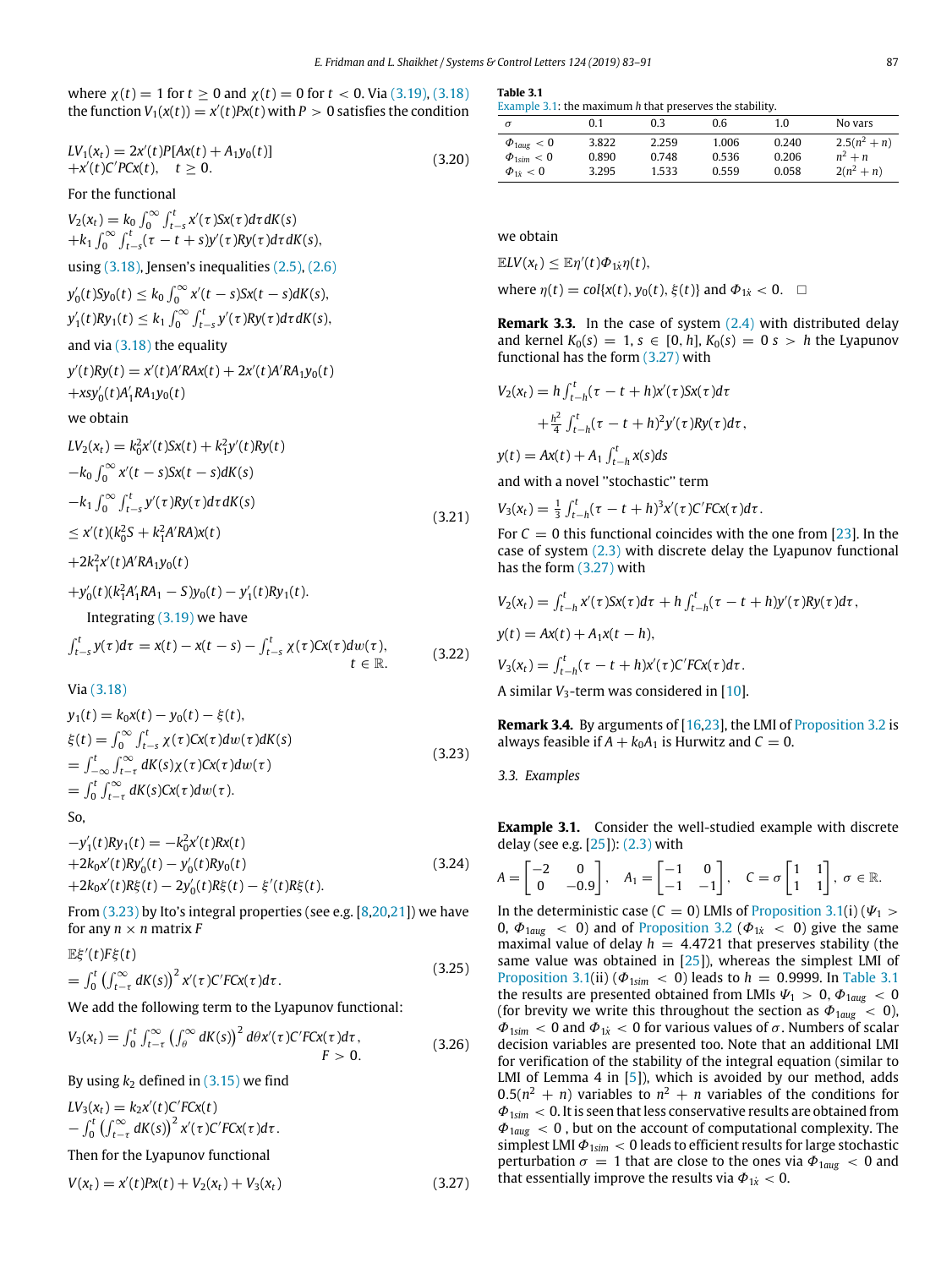where $\chi(t) = 1$ for $t \geq 0$ and $\chi(t) = 0$ for $t < 0$. Via (3.19), (3.18) the function $V_1(x(t)) = x'(t)Px(t)$ with $P > 0$ satisfies the condition

$$LV_1(x_t) = 2x'(t)P[Ax(t) + A_1y_0(t)] \\ +x'(t)C'PCx(t), \quad t \geq 0. \tag{3.20}$$

For the functional

$$V_2(x_t) = k_0 \int_0^\infty \int_{t-s}^t x'(\tau)Sx(\tau)d\tau dK(s) \\ +k_1 \int_0^\infty \int_{t-s}^t (\tau - t + s)y'(\tau)Ry(\tau)d\tau dK(s),$$

using (3.18), Jensen's inequalities (2.5), (2.6)

$$y_0'(t)Sy_0(t) \leq k_0 \int_0^\infty x'(t-s)Sx(t-s)dK(s),$$

$$y_1'(t)Ry_1(t) \leq k_1 \int_0^\infty \int_{t-s}^t y'(\tau)Ry(\tau)d\tau dK(s),$$

and via (3.18) the equality

$$y'(t)Ry(t) = x'(t)A'RAx(t) + 2x'(t)A'RA_1y_0(t) \\ +xsy_0'(t)A_1'RA_1y_0(t)$$

we obtain

$$\begin{aligned} LV_2(x_t) &= k_0^2 x'(t)Sx(t) + k_1^2 y'(t)Ry(t) \\ &-k_0 \int_0^\infty x'(t-s)Sx(t-s)dK(s) \\ &-k_1 \int_0^\infty \int_{t-s}^t y'(\tau)Ry(\tau)d\tau dK(s) \\ &\leq x'(t)(k_0^2 S + k_1^2 A'RA)x(t) \\ &+2k_1^2 x'(t)A'RA_1y_0(t) \\ &+y_0'(t)(k_1^2 A_1'RA_1 - S)y_0(t) - y_1'(t)Ry_1(t). \end{aligned} \tag{3.21}$$

Integrating (3.19) we have

$$\int_{t-s}^t y(\tau)d\tau = x(t) - x(t-s) - \int_{t-s}^t \chi(\tau)Cx(\tau)dw(\tau), \quad t \in \mathbb{R}. \tag{3.22}$$

Via (3.18)

$$\begin{aligned} y_1(t) &= k_0 x(t) - y_0(t) - \xi(t), \\ \xi(t) &= \int_0^\infty \int_{t-s}^t \chi(\tau)Cx(\tau)dw(\tau)dK(s) \\ &= \int_{-\infty}^t \int_{t-\tau}^\infty dK(s)\chi(\tau)Cx(\tau)dw(\tau) \\ &= \int_0^t \int_{t-\tau}^\infty dK(s)Cx(\tau)dw(\tau). \end{aligned} \tag{3.23}$$

So,

$$\begin{aligned} -y_1'(t)Ry_1(t) &= -k_0^2 x'(t)Rx(t) \\ &+2k_0 x'(t)Ry_0'(t) - y_0'(t)Ry_0(t) \\ &+2k_0 x'(t)R\xi(t) - 2y_0'(t)R\xi(t) - \xi'(t)R\xi(t). \end{aligned} \tag{3.24}$$

From (3.23) by Ito's integral properties (see e.g. [8,20,21]) we have for any $n \times n$ matrix $F$

$$\mathbb{E}\xi'(t)F\xi(t) \\ = \int_0^t \left(\int_{t-\tau}^\infty dK(s)\right)^2 x'(\tau)C'FCx(\tau)d\tau. \tag{3.25}$$

We add the following term to the Lyapunov functional:

$$V_3(x_t) = \int_0^t \int_{t-\tau}^\infty \left(\int_\theta^\infty dK(s)\right)^2 d\theta x'(\tau)C'FCx(\tau)d\tau, \quad F > 0. \tag{3.26}$$

By using $k_2$ defined in (3.15) we find

$$LV_3(x_t) = k_2 x'(t)C'FCx(t) \\ - \int_0^t \left(\int_{t-\tau}^\infty dK(s)\right)^2 x'(\tau)C'FCx(\tau)d\tau.$$

Then for the Lyapunov functional

$$V(x_t) = x'(t)Px(t) + V_2(x_t) + V_3(x_t) \tag{3.27}$$

we obtain

$$\mathbb{E}LV(x_t) \leq \mathbb{E}\eta'(t)\Phi_{1\dot{x}}\eta(t),$$

where $\eta(t) = col\{x(t), y_0(t), \xi(t)\}$ and $\Phi_{1\dot{x}} < 0$. □

**Remark 3.3.** In the case of system (2.4) with distributed delay and kernel $K_0(s) = 1$, $s \in [0, h]$, $K_0(s) = 0$ $s > h$ the Lyapunov functional has the form (3.27) with

$$V_2(x_t) = h \int_{t-h}^t (\tau - t + h)x'(\tau)Sx(\tau)d\tau \\ + \frac{h^2}{4} \int_{t-h}^t (\tau - t + h)^2 y'(\tau)Ry(\tau)d\tau,$$

$$y(t) = Ax(t) + A_1 \int_{t-h}^t x(s)ds$$

and with a novel "stochastic" term

$$V_3(x_t) = \frac{1}{3} \int_{t-h}^t (\tau - t + h)^3 x'(\tau)C'FCx(\tau)d\tau.$$

For $C = 0$ this functional coincides with the one from [23]. In the case of system (2.3) with discrete delay the Lyapunov functional has the form (3.27) with

$$V_2(x_t) = \int_{t-h}^t x'(\tau)Sx(\tau)d\tau + h \int_{t-h}^t (\tau - t + h)y'(\tau)Ry(\tau)d\tau,$$

$$y(t) = Ax(t) + A_1 x(t-h),$$

$$V_3(x_t) = \int_{t-h}^t (\tau - t + h)x'(\tau)C'FCx(\tau)d\tau.$$

A similar $V_3$-term was considered in [10].

**Remark 3.4.** By arguments of [16,23], the LMI of Proposition 3.2 is always feasible if $A + k_0 A_1$ is Hurwitz and $C = 0$.

### 3.3. Examples

**Example 3.1.** Consider the well-studied example with discrete delay (see e.g. [25]): (2.3) with

$$A = \begin{bmatrix} -2 & 0 \\ 0 & -0.9 \end{bmatrix}, \quad A_1 = \begin{bmatrix} -1 & 0 \\ -1 & -1 \end{bmatrix}, \quad C = \sigma \begin{bmatrix} 1 & 1 \\ 1 & 1 \end{bmatrix}, \ \sigma \in \mathbb{R}.$$

In the deterministic case ($C = 0$) LMIs of Proposition 3.1(i) ($\Psi_1 > 0$, $\Phi_{1aug} < 0$) and of Proposition 3.2 ($\Phi_{1\dot{x}} < 0$) give the same maximal value of delay $h = 4.4721$ that preserves stability (the same value was obtained in [25]), whereas the simplest LMI of Proposition 3.1(ii) ($\Phi_{1sim} < 0$) leads to $h = 0.9999$. In Table 3.1 the results are presented obtained from LMIs $\Psi_1 > 0$, $\Phi_{1aug} < 0$ (for brevity we write this throughout the section as $\Phi_{1aug} < 0$), $\Phi_{1sim} < 0$ and $\Phi_{1\dot{x}} < 0$ for various values of $\sigma$. Numbers of scalar decision variables are presented too. Note that an additional LMI for verification of the stability of the integral equation (similar to LMI of Lemma 4 in [5]), which is avoided by our method, adds $0.5(n^2 + n)$ variables to $n^2 + n$ variables of the conditions for $\Phi_{1sim} < 0$. It is seen that less conservative results are obtained from $\Phi_{1aug} < 0$ , but on the account of computational complexity. The simplest LMI $\Phi_{1sim} < 0$ leads to efficient results for large stochastic perturbation $\sigma = 1$ that are close to the ones via $\Phi_{1aug} < 0$ and that essentially improve the results via $\Phi_{1\dot{x}} < 0$.

**Table 3.1**
Example 3.1: the maximum $h$ that preserves the stability.

| $\sigma$ | 0.1 | 0.3 | 0.6 | 1.0 | No vars |
|---|---|---|---|---|---|
| $\Phi_{1aug} < 0$ | 3.822 | 2.259 | 1.006 | 0.240 | $2.5(n^2 + n)$ |
| $\Phi_{1sim} < 0$ | 0.890 | 0.748 | 0.536 | 0.206 | $n^2 + n$ |
| $\Phi_{1\dot{x}} < 0$ | 3.295 | 1.533 | 0.559 | 0.058 | $2(n^2 + n)$ |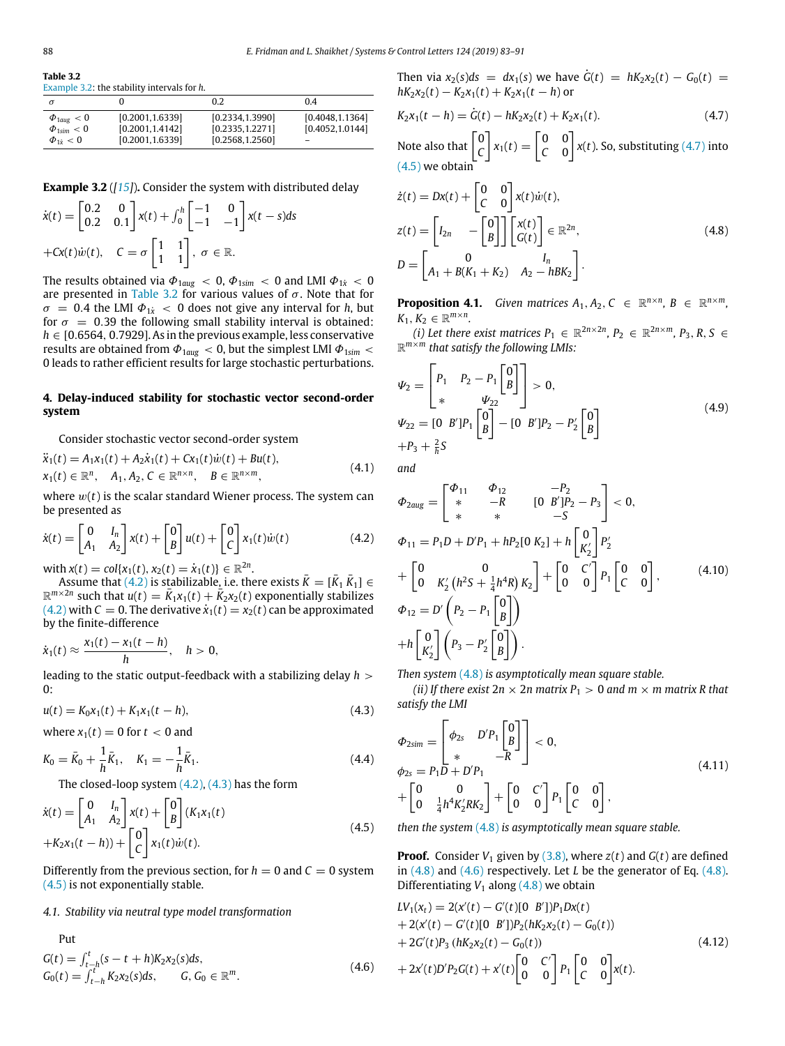**Table 3.2**
Example 3.2: the stability intervals for $h$.

| $\sigma$ | 0 | 0.2 | 0.4 |
|---|---|---|---|
| $\Phi_{1aug} < 0$ | [0.2001,1.6339] | [0.2334,1.3990] | [0.4048,1.1364] |
| $\Phi_{1sim} < 0$ | [0.2001,1.4142] | [0.2335,1.2271] | [0.4052,1.0144] |
| $\Phi_{1\dot{x}} < 0$ | [0.2001,1.6339] | [0.2568,1.2560] | – |

**Example 3.2** ([15]). Consider the system with distributed delay

$$\dot{x}(t) = \begin{bmatrix} 0.2 & 0 \\ 0.2 & 0.1 \end{bmatrix} x(t) + \int_0^h \begin{bmatrix} -1 & 0 \\ -1 & -1 \end{bmatrix} x(t-s)ds$$
$$+ Cx(t)\dot{w}(t), \quad C = \sigma \begin{bmatrix} 1 & 1 \\ 1 & 1 \end{bmatrix}, \ \sigma \in \mathbb{R}.$$

The results obtained via $\Phi_{1aug} < 0$, $\Phi_{1sim} < 0$ and LMI $\Phi_{1\dot{x}} < 0$ are presented in Table 3.2 for various values of $\sigma$. Note that for $\sigma = 0.4$ the LMI $\Phi_{1\dot{x}} < 0$ does not give any interval for $h$, but for $\sigma = 0.39$ the following small stability interval is obtained: $h \in [0.6564, 0.7929]$. As in the previous example, less conservative results are obtained from $\Phi_{1aug} < 0$, but the simplest LMI $\Phi_{1sim} < 0$ leads to rather efficient results for large stochastic perturbations.

## 4. Delay-induced stability for stochastic vector second-order system

Consider stochastic vector second-order system

$$\begin{aligned} &\ddot{x}_1(t) = A_1 x_1(t) + A_2 \dot{x}_1(t) + Cx_1(t)\dot{w}(t) + Bu(t), \\ &x_1(t) \in \mathbb{R}^n, \quad A_1, A_2, C \in \mathbb{R}^{n\times n}, \quad B \in \mathbb{R}^{n\times m}, \end{aligned} \tag{4.1}$$

where $w(t)$ is the scalar standard Wiener process. The system can be presented as

$$\dot{x}(t) = \begin{bmatrix} 0 & I_n \\ A_1 & A_2 \end{bmatrix} x(t) + \begin{bmatrix} 0 \\ B \end{bmatrix} u(t) + \begin{bmatrix} 0 \\ C \end{bmatrix} x_1(t)\dot{w}(t) \tag{4.2}$$

with $x(t) = col\{x_1(t), x_2(t) = \dot{x}_1(t)\} \in \mathbb{R}^{2n}$.

Assume that (4.2) is stabilizable, i.e. there exists $\bar{K} = [\bar{K}_1\ \bar{K}_1] \in \mathbb{R}^{m\times 2n}$ such that $u(t) = \bar{K}_1 x_1(t) + \bar{K}_2 x_2(t)$ exponentially stabilizes (4.2) with $C = 0$. The derivative $\dot{x}_1(t) = x_2(t)$ can be approximated by the finite-difference

$$\dot{x}_1(t) \approx \frac{x_1(t) - x_1(t-h)}{h}, \quad h > 0,$$

leading to the static output-feedback with a stabilizing delay $h > 0$:

$$u(t) = K_0 x_1(t) + K_1 x_1(t-h), \tag{4.3}$$

where $x_1(t) = 0$ for $t < 0$ and

$$K_0 = \bar{K}_0 + \frac{1}{h}\bar{K}_1, \quad K_1 = -\frac{1}{h}\bar{K}_1. \tag{4.4}$$

The closed-loop system (4.2), (4.3) has the form

$$\begin{aligned} \dot{x}(t) &= \begin{bmatrix} 0 & I_n \\ A_1 & A_2 \end{bmatrix} x(t) + \begin{bmatrix} 0 \\ B \end{bmatrix} (K_1 x_1(t) \\ &+ K_2 x_1(t-h)) + \begin{bmatrix} 0 \\ C \end{bmatrix} x_1(t)\dot{w}(t). \end{aligned} \tag{4.5}$$

Differently from the previous section, for $h = 0$ and $C = 0$ system (4.5) is not exponentially stable.

### 4.1. Stability via neutral type model transformation

Put

$$\begin{aligned} &G(t) = \int_{t-h}^t (s - t + h) K_2 x_2(s) ds, \\ &G_0(t) = \int_{t-h}^t K_2 x_2(s) ds, \qquad G, G_0 \in \mathbb{R}^m. \end{aligned} \tag{4.6}$$

Then via $x_2(s)ds = dx_1(s)$ we have $\dot{G}(t) = hK_2x_2(t) - G_0(t) = hK_2x_2(t) - K_2x_1(t) + K_2x_1(t-h)$ or

$$K_2 x_1(t-h) = \dot{G}(t) - hK_2 x_2(t) + K_2 x_1(t). \tag{4.7}$$

Note also that $\begin{bmatrix} 0 \\ C \end{bmatrix} x_1(t) = \begin{bmatrix} 0 & 0 \\ C & 0 \end{bmatrix} x(t)$. So, substituting (4.7) into (4.5) we obtain

$$\begin{aligned} &\dot{z}(t) = Dx(t) + \begin{bmatrix} 0 & 0 \\ C & 0 \end{bmatrix} x(t)\dot{w}(t), \\ &z(t) = \begin{bmatrix} I_{2n} & -\begin{bmatrix} 0 \\ B \end{bmatrix} \end{bmatrix} \begin{bmatrix} x(t) \\ G(t) \end{bmatrix} \in \mathbb{R}^{2n}, \\ &D = \begin{bmatrix} 0 & I_n \\ A_1 + B(K_1 + K_2) & A_2 - hBK_2 \end{bmatrix}. \end{aligned} \tag{4.8}$$

**Proposition 4.1.** *Given matrices $A_1, A_2, C \in \mathbb{R}^{n\times n}$, $B \in \mathbb{R}^{n\times m}$, $K_1, K_2 \in \mathbb{R}^{m\times n}$.*

*(i) Let there exist matrices $P_1 \in \mathbb{R}^{2n\times 2n}$, $P_2 \in \mathbb{R}^{2n\times m}$, $P_3, R, S \in \mathbb{R}^{m\times m}$ that satisfy the following LMIs:*

$$\begin{aligned} &\Psi_2 = \begin{bmatrix} P_1 & P_2 - P_1 \begin{bmatrix} 0 \\ B \end{bmatrix} \\ * & \Psi_{22} \end{bmatrix} > 0, \\ &\Psi_{22} = [0\ \ B']P_1 \begin{bmatrix} 0 \\ B \end{bmatrix} - [0\ \ B']P_2 - P_2' \begin{bmatrix} 0 \\ B \end{bmatrix} \\ &+ P_3 + \tfrac{2}{h} S \end{aligned} \tag{4.9}$$

*and*

$$\begin{aligned} &\Phi_{2aug} = \begin{bmatrix} \Phi_{11} & \Phi_{12} & -P_2 \\ * & -R & [0\ \ B']P_2 - P_3 \\ * & * & -S \end{bmatrix} < 0, \\ &\Phi_{11} = P_1 D + D' P_1 + hP_2[0\ K_2] + h \begin{bmatrix} 0 \\ K_2' \end{bmatrix} P_2' \\ &+ \begin{bmatrix} 0 & 0 \\ 0 & K_2'\left(h^2 S + \tfrac{1}{4}h^4 R\right) K_2 \end{bmatrix} + \begin{bmatrix} 0 & C' \\ 0 & 0 \end{bmatrix} P_1 \begin{bmatrix} 0 & 0 \\ C & 0 \end{bmatrix}, \\ &\Phi_{12} = D' \left( P_2 - P_1 \begin{bmatrix} 0 \\ B \end{bmatrix} \right) \\ &+ h \begin{bmatrix} 0 \\ K_2' \end{bmatrix} \left( P_3 - P_2' \begin{bmatrix} 0 \\ B \end{bmatrix} \right). \end{aligned} \tag{4.10}$$

*Then system (4.8) is asymptotically mean square stable.*

*(ii) If there exist $2n \times 2n$ matrix $P_1 > 0$ and $m \times m$ matrix $R$ that satisfy the LMI*

$$\begin{aligned} &\Phi_{2sim} = \begin{bmatrix} \phi_{2s} & D'P_1 \begin{bmatrix} 0 \\ B \end{bmatrix} \\ * & -R \end{bmatrix} < 0, \\ &\phi_{2s} = P_1 D + D' P_1 \\ &+ \begin{bmatrix} 0 & 0 \\ 0 & \tfrac{1}{4}h^4 K_2' R K_2 \end{bmatrix} + \begin{bmatrix} 0 & C' \\ 0 & 0 \end{bmatrix} P_1 \begin{bmatrix} 0 & 0 \\ C & 0 \end{bmatrix}, \end{aligned} \tag{4.11}$$

*then the system (4.8) is asymptotically mean square stable.*

**Proof.** Consider $V_1$ given by (3.8), where $z(t)$ and $G(t)$ are defined in (4.8) and (4.6) respectively. Let $L$ be the generator of Eq. (4.8). Differentiating $V_1$ along (4.8) we obtain

$$\begin{aligned} LV_1(x_t) &= 2(x'(t) - G'(t)[0\ \ B'])P_1 Dx(t) \\ &+ 2(x'(t) - G'(t)[0\ \ B'])P_2(hK_2x_2(t) - G_0(t)) \\ &+ 2G'(t)P_3(hK_2x_2(t) - G_0(t)) \\ &+ 2x'(t)D'P_2G(t) + x'(t)\begin{bmatrix} 0 & C' \\ 0 & 0 \end{bmatrix} P_1 \begin{bmatrix} 0 & 0 \\ C & 0 \end{bmatrix} x(t). \end{aligned} \tag{4.12}$$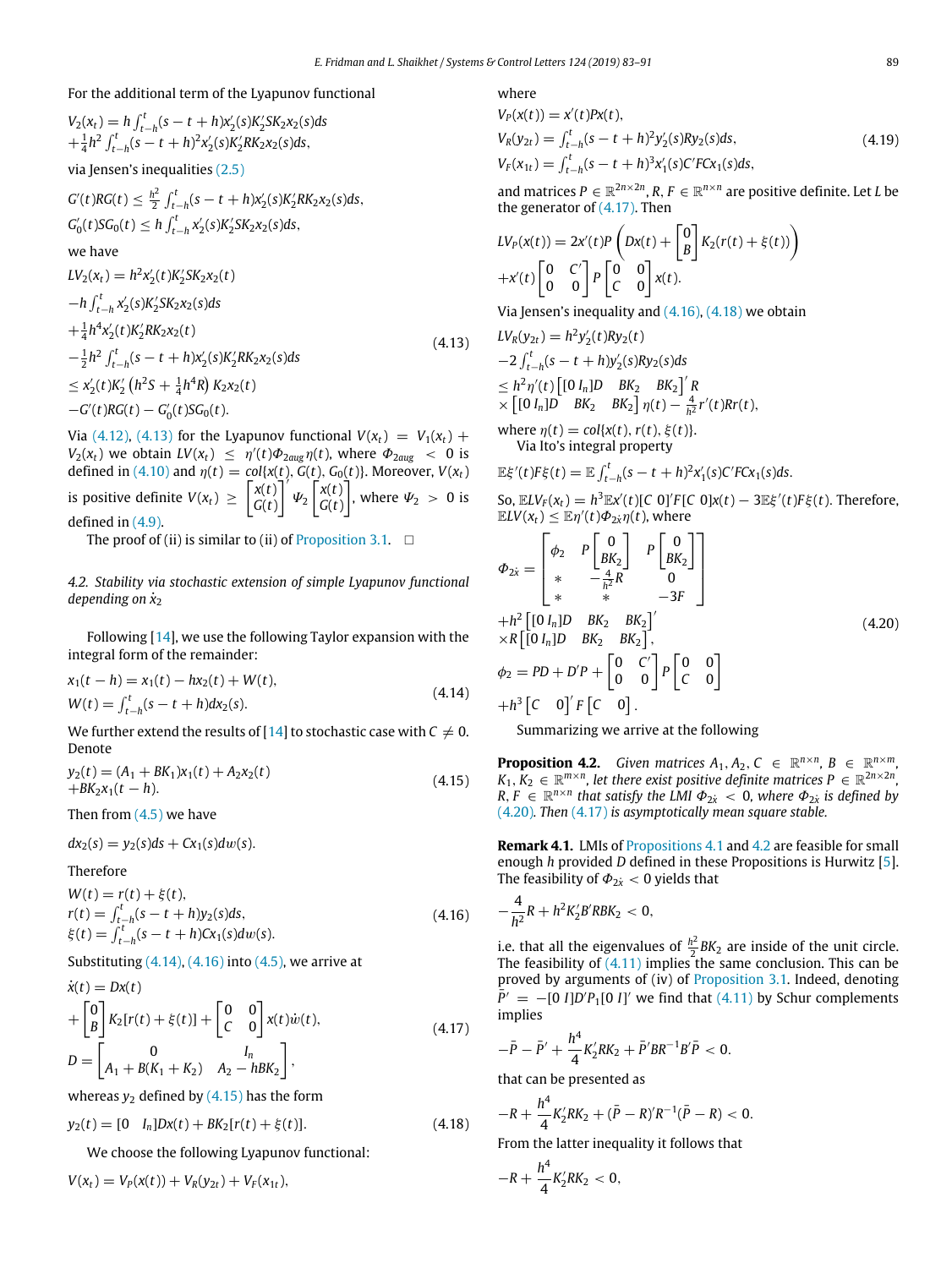For the additional term of the Lyapunov functional

$$V_2(x_t) = h\int_{t-h}^{t}(s-t+h)x_2'(s)K_2'SK_2x_2(s)ds$$
$$+\frac{1}{4}h^2\int_{t-h}^{t}(s-t+h)^2x_2'(s)K_2'RK_2x_2(s)ds,$$

via Jensen's inequalities (2.5)

$$G'(t)RG(t) \le \frac{h^2}{2}\int_{t-h}^{t}(s-t+h)x_2'(s)K_2'RK_2x_2(s)ds,$$
$$G_0'(t)SG_0(t) \le h\int_{t-h}^{t}x_2'(s)K_2'SK_2x_2(s)ds,$$

we have

$$\begin{aligned}
&LV_2(x_t) = h^2x_2'(t)K_2'SK_2x_2(t)\\
&-h\int_{t-h}^{t}x_2'(s)K_2'SK_2x_2(s)ds\\
&+\frac{1}{4}h^4x_2'(t)K_2'RK_2x_2(t)\\
&-\frac{1}{2}h^2\int_{t-h}^{t}(s-t+h)x_2'(s)K_2'RK_2x_2(s)ds\\
&\le x_2'(t)K_2'\left(h^2S+\frac{1}{4}h^4R\right)K_2x_2(t)\\
&-G'(t)RG(t)-G_0'(t)SG_0(t).
\end{aligned} \tag{4.13}$$

Via (4.12), (4.13) for the Lyapunov functional $V(x_t) = V_1(x_t) + V_2(x_t)$ we obtain $LV(x_t) \le \eta'(t)\Phi_{2aug}\eta(t)$, where $\Phi_{2aug} < 0$ is defined in (4.10) and $\eta(t) = col\{x(t), G(t), G_0(t)\}$. Moreover, $V(x_t)$ is positive definite $V(x_t) \ge \begin{bmatrix} x(t) \\ G(t)\end{bmatrix}'\Psi_2\begin{bmatrix} x(t) \\ G(t)\end{bmatrix}$, where $\Psi_2 > 0$ is defined in (4.9).

The proof of (ii) is similar to (ii) of Proposition 3.1. □

*4.2. Stability via stochastic extension of simple Lyapunov functional depending on $\dot{x}_2$*

Following [14], we use the following Taylor expansion with the integral form of the remainder:

$$\begin{aligned}
&x_1(t-h) = x_1(t) - hx_2(t) + W(t),\\
&W(t) = \int_{t-h}^{t}(s-t+h)dx_2(s).
\end{aligned} \tag{4.14}$$

We further extend the results of [14] to stochastic case with $C \neq 0$. Denote

$$\begin{aligned}
&y_2(t) = (A_1+BK_1)x_1(t) + A_2x_2(t)\\
&+BK_2x_1(t-h).
\end{aligned} \tag{4.15}$$

Then from (4.5) we have

$$dx_2(s) = y_2(s)ds + Cx_1(s)dw(s).$$

Therefore

$$\begin{aligned}
&W(t) = r(t) + \xi(t),\\
&r(t) = \int_{t-h}^{t}(s-t+h)y_2(s)ds,\\
&\xi(t) = \int_{t-h}^{t}(s-t+h)Cx_1(s)dw(s).
\end{aligned} \tag{4.16}$$

Substituting (4.14), (4.16) into (4.5), we arrive at

$$\begin{aligned}
&\dot{x}(t) = Dx(t)\\
&+\begin{bmatrix} 0 \\ B\end{bmatrix}K_2[r(t)+\xi(t)] + \begin{bmatrix} 0 & 0 \\ C & 0\end{bmatrix}x(t)\dot{w}(t),\\
&D = \begin{bmatrix} 0 & I_n \\ A_1+B(K_1+K_2) & A_2-hBK_2\end{bmatrix},
\end{aligned} \tag{4.17}$$

whereas $y_2$ defined by (4.15) has the form

$$y_2(t) = [0 \quad I_n]Dx(t) + BK_2[r(t)+\xi(t)]. \tag{4.18}$$

We choose the following Lyapunov functional:

$$V(x_t) = V_P(x(t)) + V_R(y_{2t}) + V_F(x_{1t}),$$

where

$$\begin{aligned}
&V_P(x(t)) = x'(t)Px(t),\\
&V_R(y_{2t}) = \int_{t-h}^{t}(s-t+h)^2y_2'(s)Ry_2(s)ds,\\
&V_F(x_{1t}) = \int_{t-h}^{t}(s-t+h)^3x_1'(s)C'FCx_1(s)ds,
\end{aligned} \tag{4.19}$$

and matrices $P \in \mathbb{R}^{2n\times 2n}$, $R$, $F \in \mathbb{R}^{n\times n}$ are positive definite. Let $L$ be the generator of (4.17). Then

$$LV_P(x(t)) = 2x'(t)P\left(Dx(t) + \begin{bmatrix} 0 \\ B\end{bmatrix}K_2(r(t)+\xi(t))\right)$$
$$+x'(t)\begin{bmatrix} 0 & C' \\ 0 & 0\end{bmatrix}P\begin{bmatrix} 0 & 0 \\ C & 0\end{bmatrix}x(t).$$

Via Jensen's inequality and (4.16), (4.18) we obtain

$$\begin{aligned}
&LV_R(y_{2t}) = h^2y_2'(t)Ry_2(t)\\
&-2\int_{t-h}^{t}(s-t+h)y_2'(s)Ry_2(s)ds\\
&\le h^2\eta'(t)\begin{bmatrix}[0\ I_n]D & BK_2 & BK_2\end{bmatrix}'R\\
&\times\begin{bmatrix}[0\ I_n]D & BK_2 & BK_2\end{bmatrix}\eta(t) - \frac{4}{h^2}r'(t)Rr(t),
\end{aligned}$$

where $\eta(t) = col\{x(t), r(t), \xi(t)\}$.

Via Ito's integral property

$$\mathbb{E}\xi'(t)F\xi(t) = \mathbb{E}\int_{t-h}^{t}(s-t+h)^2x_1'(s)C'FCx_1(s)ds.$$

So, $\mathbb{E}LV_F(x_t) = h^3\mathbb{E}x'(t)[C\ 0]'F[C\ 0]x(t) - 3\mathbb{E}\xi'(t)F\xi(t)$. Therefore, $\mathbb{E}LV(x_t) \le \mathbb{E}\eta'(t)\Phi_{2\dot{x}}\eta(t)$, where

$$\begin{aligned}
&\Phi_{2\dot{x}} = \begin{bmatrix} \phi_2 & P\begin{bmatrix} 0 \\ BK_2\end{bmatrix} & P\begin{bmatrix} 0 \\ BK_2\end{bmatrix} \\ * & -\frac{4}{h^2}R & 0 \\ * & * & -3F\end{bmatrix}\\
&+h^2\begin{bmatrix}[0\ I_n]D & BK_2 & BK_2\end{bmatrix}'\\
&\times R\begin{bmatrix}[0\ I_n]D & BK_2 & BK_2\end{bmatrix},\\
&\phi_2 = PD + D'P + \begin{bmatrix} 0 & C' \\ 0 & 0\end{bmatrix}P\begin{bmatrix} 0 & 0 \\ C & 0\end{bmatrix}\\
&+h^3\begin{bmatrix} C & 0\end{bmatrix}'F\begin{bmatrix} C & 0\end{bmatrix}.
\end{aligned} \tag{4.20}$$

Summarizing we arrive at the following

**Proposition 4.2.** *Given matrices $A_1, A_2, C \in \mathbb{R}^{n\times n}$, $B \in \mathbb{R}^{n\times m}$, $K_1, K_2 \in \mathbb{R}^{m\times n}$, let there exist positive definite matrices $P \in \mathbb{R}^{2n\times 2n}$, $R, F \in \mathbb{R}^{n\times n}$ that satisfy the LMI $\Phi_{2\dot{x}} < 0$, where $\Phi_{2\dot{x}}$ is defined by (4.20). Then (4.17) is asymptotically mean square stable.*

**Remark 4.1.** LMIs of Propositions 4.1 and 4.2 are feasible for small enough $h$ provided $D$ defined in these Propositions is Hurwitz [5]. The feasibility of $\Phi_{2\dot{x}} < 0$ yields that

$$-\frac{4}{h^2}R + h^2K_2'B'RBK_2 < 0,$$

i.e. that all the eigenvalues of $\frac{h^2}{2}BK_2$ are inside of the unit circle. The feasibility of (4.11) implies the same conclusion. This can be proved by arguments of (iv) of Proposition 3.1. Indeed, denoting $\bar{P}' = -[0\ I]D'P_1[0\ I]'$ we find that (4.11) by Schur complements implies

$$-\bar{P} - \bar{P}' + \frac{h^4}{4}K_2'RK_2 + \bar{P}'BR^{-1}B'\bar{P} < 0.$$

that can be presented as

$$-R + \frac{h^4}{4}K_2'RK_2 + (\bar{P}-R)'R^{-1}(\bar{P}-R) < 0.$$

From the latter inequality it follows that

$$-R + \frac{h^4}{4}K_2'RK_2 < 0,$$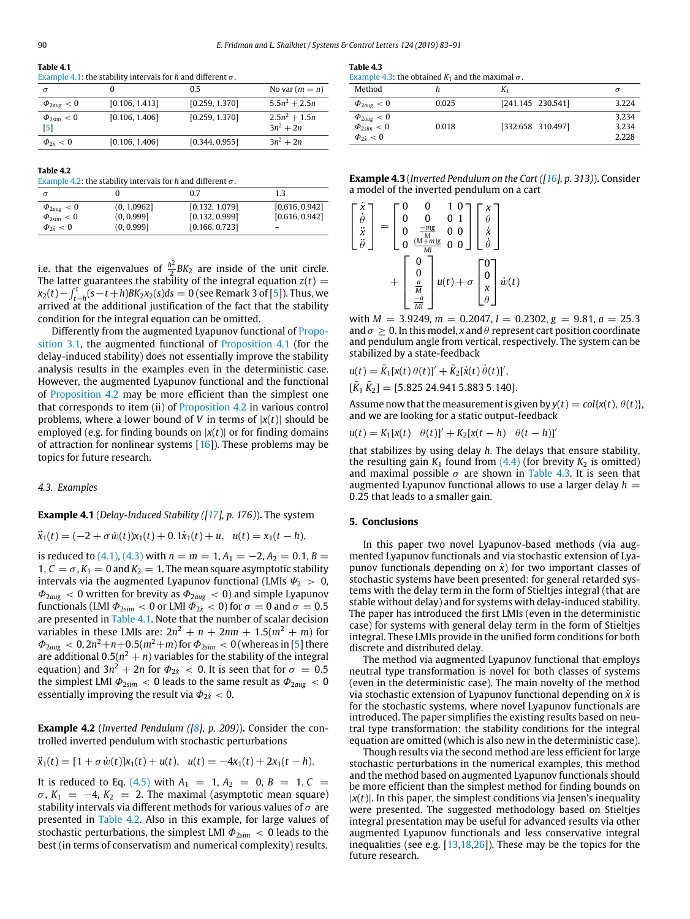**Table 4.1**
Example 4.1: the stability intervals for $h$ and different $\sigma$.

| $\sigma$ | 0 | 0.5 | No var ($m = n$) |
|---|---|---|---|
| $\Phi_{2aug} < 0$ | [0.106, 1.413] | [0.259, 1.370] | $5.5n^2 + 2.5n$ |
| $\Phi_{2sim} < 0$ [5] | [0.106, 1.406] | [0.259, 1.370] | $2.5n^2 + 1.5n$ $3n^2 + 2n$ |
| $\Phi_{2\dot{x}} < 0$ | [0.106, 1.406] | [0.344, 0.955] | $3n^2 + 2n$ |

**Table 4.2**
Example 4.2: the stability intervals for $h$ and different $\sigma$.

| $\sigma$ | 0 | 0.7 | 1.3 |
|---|---|---|---|
| $\Phi_{2aug} < 0$ | (0, 1.0962] | [0.132, 1.079] | [0.616, 0.942] |
| $\Phi_{2sim} < 0$ | (0, 0.999] | [0.132, 0.999] | [0.616, 0.942] |
| $\Phi_{2\dot{x}} < 0$ | (0, 0.999] | [0.166, 0.723] | – |

i.e. that the eigenvalues of $\frac{h^2}{2}BK_2$ are inside of the unit circle. The latter guarantees the stability of the integral equation $z(t) = x_2(t) - \int_{t-h}^{t}(s-t+h)BK_2x_2(s)ds = 0$ (see Remark 3 of [5]). Thus, we arrived at the additional justification of the fact that the stability condition for the integral equation can be omitted.

Differently from the augmented Lyapunov functional of Proposition 3.1, the augmented functional of Proposition 4.1 (for the delay-induced stability) does not essentially improve the stability analysis results in the examples even in the deterministic case. However, the augmented Lyapunov functional and the functional of Proposition 4.2 may be more efficient than the simplest one that corresponds to item (ii) of Proposition 4.2 in various control problems, where a lower bound of $V$ in terms of $|x(t)|$ should be employed (e.g. for finding bounds on $|x(t)|$ or for finding domains of attraction for nonlinear systems [16]). These problems may be topics for future research.

### 4.3. Examples

**Example 4.1** (*Delay-Induced Stability ([17], p. 176)*)**.** The system

$$\ddot{x}_1(t) = (-2 + \sigma\dot{w}(t))x_1(t) + 0.1\dot{x}_1(t) + u, \quad u(t) = x_1(t-h),$$

is reduced to (4.1), (4.3) with $n = m = 1, A_1 = -2, A_2 = 0.1, B = 1, C = \sigma, K_1 = 0$ and $K_2 = 1$. The mean square asymptotic stability intervals via the augmented Lyapunov functional (LMIs $\Psi_2 > 0$, $\Phi_{2aug} < 0$ written for brevity as $\Phi_{2aug} < 0$) and simple Lyapunov functionals (LMI $\Phi_{2sim} < 0$ or LMI $\Phi_{2\dot{x}} < 0$) for $\sigma = 0$ and $\sigma = 0.5$ are presented in Table 4.1. Note that the number of scalar decision variables in these LMIs are: $2n^2 + n + 2nm + 1.5(m^2 + m)$ for $\Phi_{2aug} < 0$, $2n^2+n+0.5(m^2+m)$ for $\Phi_{2sim} < 0$ (whereas in [5] there are additional $0.5(n^2 + n)$ variables for the stability of the integral equation) and $3n^2 + 2n$ for $\Phi_{2\dot{x}} < 0$. It is seen that for $\sigma = 0.5$ the simplest LMI $\Phi_{2sim} < 0$ leads to the same result as $\Phi_{2aug} < 0$ essentially improving the result via $\Phi_{2\dot{x}} < 0$.

**Example 4.2** (*Inverted Pendulum ([8], p. 209)*)**.** Consider the controlled inverted pendulum with stochastic perturbations

$$\ddot{x}_1(t) = [1 + \sigma\dot{w}(t)]x_1(t) + u(t), \quad u(t) = -4x_1(t) + 2x_1(t-h).$$

It is reduced to Eq. (4.5) with $A_1 = 1, A_2 = 0, B = 1, C = \sigma, K_1 = -4, K_2 = 2$. The maximal (asymptotic mean square) stability intervals via different methods for various values of $\sigma$ are presented in Table 4.2. Also in this example, for large values of stochastic perturbations, the simplest LMI $\Phi_{2sim} < 0$ leads to the best (in terms of conservatism and numerical complexity) results.

**Table 4.3**
Example 4.3: the obtained $K_1$ and the maximal $\sigma$.

| Method | $h$ | $K_1$ | $\sigma$ |
|---|---|---|---|
| $\Phi_{2aug} < 0$ | 0.025 | [241.145 230.541] | 3.224 |
| $\Phi_{2aug} < 0$ | 0.018 | [332.658 310.497] | 3.234 |
| $\Phi_{2sim} < 0$ | | | 3.234 |
| $\Phi_{2\dot{x}} < 0$ | | | 2.228 |

**Example 4.3** (*Inverted Pendulum on the Cart ([16], p. 313)*)**.** Consider a model of the inverted pendulum on a cart

$$\begin{bmatrix} \dot{x} \\ \dot{\theta} \\ \ddot{x} \\ \ddot{\theta} \end{bmatrix} = \begin{bmatrix} 0 & 0 & 1 & 0 \\ 0 & 0 & 0 & 1 \\ 0 & \frac{-mg}{M} & 0 & 0 \\ 0 & \frac{(M+m)g}{Ml} & 0 & 0 \end{bmatrix} \begin{bmatrix} x \\ \theta \\ \dot{x} \\ \dot{\theta} \end{bmatrix} + \begin{bmatrix} 0 \\ 0 \\ \frac{a}{M} \\ \frac{-a}{Ml} \end{bmatrix} u(t) + \sigma \begin{bmatrix} 0 \\ 0 \\ x \\ \theta \end{bmatrix} \dot{w}(t)$$

with $M = 3.9249$, $m = 0.2047$, $l = 0.2302$, $g = 9.81$, $a = 25.3$ and $\sigma \geq 0$. In this model, $x$ and $\theta$ represent cart position coordinate and pendulum angle from vertical, respectively. The system can be stabilized by a state-feedback

$$u(t) = \bar{K}_1[x(t)\,\theta(t)]' + \bar{K}_2[\dot{x}(t)\,\dot{\theta}(t)]',$$

$$[\bar{K}_1\ \bar{K}_2] = [5.825\ 24.941\ 5.883\ 5.140].$$

Assume now that the measurement is given by $y(t) = col\{x(t), \theta(t)\}$, and we are looking for a static output-feedback

$$u(t) = K_1[x(t) \quad \theta(t)]' + K_2[x(t-h) \quad \theta(t-h)]'$$

that stabilizes by using delay $h$. The delays that ensure stability, the resulting gain $K_1$ found from (4.4) (for brevity $K_2$ is omitted) and maximal possible $\sigma$ are shown in Table 4.3. It is seen that augmented Lyapunov functional allows to use a larger delay $h = 0.25$ that leads to a smaller gain.

## 5. Conclusions

In this paper two novel Lyapunov-based methods (via augmented Lyapunov functionals and via stochastic extension of Lyapunov functionals depending on $\dot{x}$) for two important classes of stochastic systems have been presented: for general retarded systems with the delay term in the form of Stieltjes integral (that are stable without delay) and for systems with delay-induced stability. The paper has introduced the first LMIs (even in the deterministic case) for systems with general delay term in the form of Stieltjes integral. These LMIs provide in the unified form conditions for both discrete and distributed delay.

The method via augmented Lyapunov functional that employs neutral type transformation is novel for both classes of systems (even in the deterministic case). The main novelty of the method via stochastic extension of Lyapunov functional depending on $\dot{x}$ is for the stochastic systems, where novel Lyapunov functionals are introduced. The paper simplifies the existing results based on neutral type transformation: the stability conditions for the integral equation are omitted (which is also new in the deterministic case).

Though results via the second method are less efficient for large stochastic perturbations in the numerical examples, this method and the method based on augmented Lyapunov functionals should be more efficient than the simplest method for finding bounds on $|x(t)|$. In this paper, the simplest conditions via Jensen's inequality were presented. The suggested methodology based on Stieltjes integral presentation may be useful for advanced results via other augmented Lyapunov functionals and less conservative integral inequalities (see e.g. [13,18,26]). These may be the topics for the future research.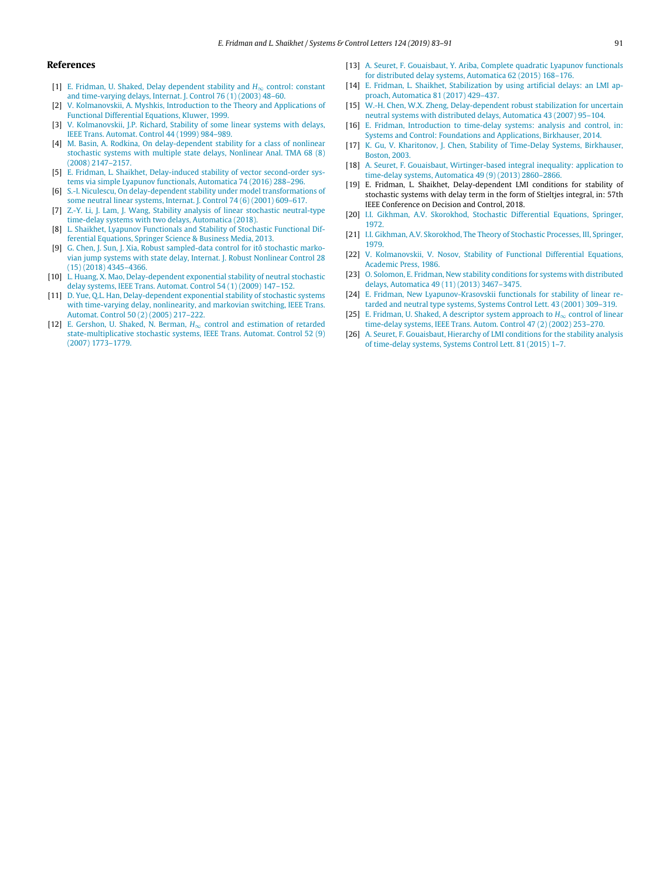## References

[1] E. Fridman, U. Shaked, Delay dependent stability and $H_\infty$ control: constant and time-varying delays, Internat. J. Control 76 (1) (2003) 48–60.

[2] V. Kolmanovskii, A. Myshkis, Introduction to the Theory and Applications of Functional Differential Equations, Kluwer, 1999.

[3] V. Kolmanovskii, J.P. Richard, Stability of some linear systems with delays, IEEE Trans. Automat. Control 44 (1999) 984–989.

[4] M. Basin, A. Rodkina, On delay-dependent stability for a class of nonlinear stochastic systems with multiple state delays, Nonlinear Anal. TMA 68 (8) (2008) 2147–2157.

[5] E. Fridman, L. Shaikhet, Delay-induced stability of vector second-order systems via simple Lyapunov functionals, Automatica 74 (2016) 288–296.

[6] S.-I. Niculescu, On delay-dependent stability under model transformations of some neutral linear systems, Internat. J. Control 74 (6) (2001) 609–617.

[7] Z.-Y. Li, J. Lam, J. Wang, Stability analysis of linear stochastic neutral-type time-delay systems with two delays, Automatica (2018).

[8] L. Shaikhet, Lyapunov Functionals and Stability of Stochastic Functional Differential Equations, Springer Science & Business Media, 2013.

[9] G. Chen, J. Sun, J. Xia, Robust sampled-data control for itô stochastic markovian jump systems with state delay, Internat. J. Robust Nonlinear Control 28 (15) (2018) 4345–4366.

[10] L. Huang, X. Mao, Delay-dependent exponential stability of neutral stochastic delay systems, IEEE Trans. Automat. Control 54 (1) (2009) 147–152.

[11] D. Yue, Q.L. Han, Delay-dependent exponential stability of stochastic systems with time-varying delay, nonlinearity, and markovian switching, IEEE Trans. Automat. Control 50 (2) (2005) 217–222.

[12] E. Gershon, U. Shaked, N. Berman, $H_\infty$ control and estimation of retarded state-multiplicative stochastic systems, IEEE Trans. Automat. Control 52 (9) (2007) 1773–1779.

[13] A. Seuret, F. Gouaisbaut, Y. Ariba, Complete quadratic Lyapunov functionals for distributed delay systems, Automatica 62 (2015) 168–176.

[14] E. Fridman, L. Shaikhet, Stabilization by using artificial delays: an LMI approach, Automatica 81 (2017) 429–437.

[15] W.-H. Chen, W.X. Zheng, Delay-dependent robust stabilization for uncertain neutral systems with distributed delays, Automatica 43 (2007) 95–104.

[16] E. Fridman, Introduction to time-delay systems: analysis and control, in: Systems and Control: Foundations and Applications, Birkhauser, 2014.

[17] K. Gu, V. Kharitonov, J. Chen, Stability of Time-Delay Systems, Birkhauser, Boston, 2003.

[18] A. Seuret, F. Gouaisbaut, Wirtinger-based integral inequality: application to time-delay systems, Automatica 49 (9) (2013) 2860–2866.

[19] E. Fridman, L. Shaikhet, Delay-dependent LMI conditions for stability of stochastic systems with delay term in the form of Stieltjes integral, in: 57th IEEE Conference on Decision and Control, 2018.

[20] I.I. Gikhman, A.V. Skorokhod, Stochastic Differential Equations, Springer, 1972.

[21] I.I. Gikhman, A.V. Skorokhod, The Theory of Stochastic Processes, III, Springer, 1979.

[22] V. Kolmanovskii, V. Nosov, Stability of Functional Differential Equations, Academic Press, 1986.

[23] O. Solomon, E. Fridman, New stability conditions for systems with distributed delays, Automatica 49 (11) (2013) 3467–3475.

[24] E. Fridman, New Lyapunov-Krasovskii functionals for stability of linear retarded and neutral type systems, Systems Control Lett. 43 (2001) 309–319.

[25] E. Fridman, U. Shaked, A descriptor system approach to $H_\infty$ control of linear time-delay systems, IEEE Trans. Autom. Control 47 (2) (2002) 253–270.

[26] A. Seuret, F. Gouaisbaut, Hierarchy of LMI conditions for the stability analysis of time-delay systems, Systems Control Lett. 81 (2015) 1–7.